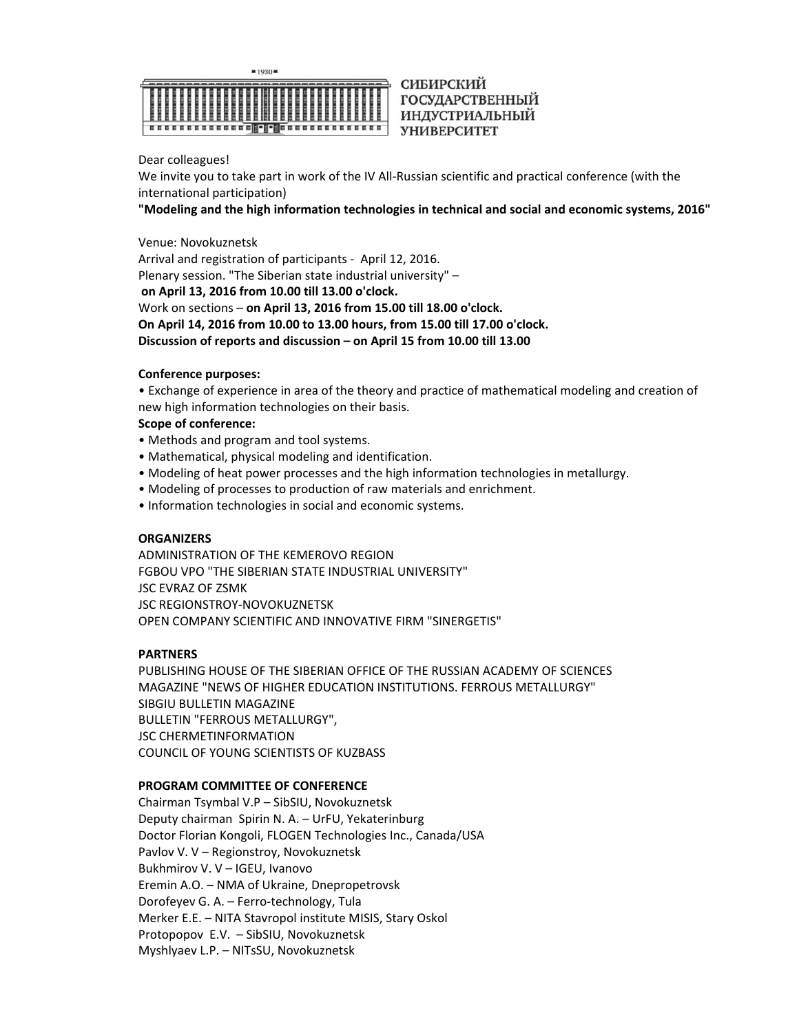СИБИРСКИЙ
ГОСУДАРСТВЕННЫЙ
ИНДУСТРИАЛЬНЫЙ
УНИВЕРСИТЕТ

Dear colleagues!

We invite you to take part in work of the IV All-Russian scientific and practical conference (with the international participation)

**"Modeling and the high information technologies in technical and social and economic systems, 2016"**

Venue: Novokuznetsk

Arrival and registration of participants - April 12, 2016.

Plenary session. "The Siberian state industrial university" –
**on April 13, 2016 from 10.00 till 13.00 o'clock.**

Work on sections – **on April 13, 2016 from 15.00 till 18.00 o'clock.**

**On April 14, 2016 from 10.00 to 13.00 hours, from 15.00 till 17.00 o'clock.**

**Discussion of reports and discussion – on April 15 from 10.00 till 13.00**

**Conference purposes:**

- Exchange of experience in area of the theory and practice of mathematical modeling and creation of new high information technologies on their basis.

**Scope of conference:**

- Methods and program and tool systems.
- Mathematical, physical modeling and identification.
- Modeling of heat power processes and the high information technologies in metallurgy.
- Modeling of processes to production of raw materials and enrichment.
- Information technologies in social and economic systems.

**ORGANIZERS**

ADMINISTRATION OF THE KEMEROVO REGION
FGBOU VPO "THE SIBERIAN STATE INDUSTRIAL UNIVERSITY"
JSC EVRAZ OF ZSMK
JSC REGIONSTROY-NOVOKUZNETSK
OPEN COMPANY SCIENTIFIC AND INNOVATIVE FIRM "SINERGETIS"

**PARTNERS**

PUBLISHING HOUSE OF THE SIBERIAN OFFICE OF THE RUSSIAN ACADEMY OF SCIENCES
MAGAZINE "NEWS OF HIGHER EDUCATION INSTITUTIONS. FERROUS METALLURGY"
SIBGIU BULLETIN MAGAZINE
BULLETIN "FERROUS METALLURGY",
JSC CHERMETINFORMATION
COUNCIL OF YOUNG SCIENTISTS OF KUZBASS

**PROGRAM COMMITTEE OF CONFERENCE**

Chairman Tsymbal V.P – SibSIU, Novokuznetsk
Deputy chairman Spirin N. A. – UrFU, Yekaterinburg
Doctor Florian Kongoli, FLOGEN Technologies Inc., Canada/USA
Pavlov V. V – Regionstroy, Novokuznetsk
Bukhmirov V. V – IGEU, Ivanovo
Eremin A.O. – NMA of Ukraine, Dnepropetrovsk
Dorofeyev G. A. – Ferro-technology, Tula
Merker E.E. – NITA Stavropol institute MISIS, Stary Oskol
Protopopov E.V. – SibSIU, Novokuznetsk
Myshlyaev L.P. – NITsSU, Novokuznetsk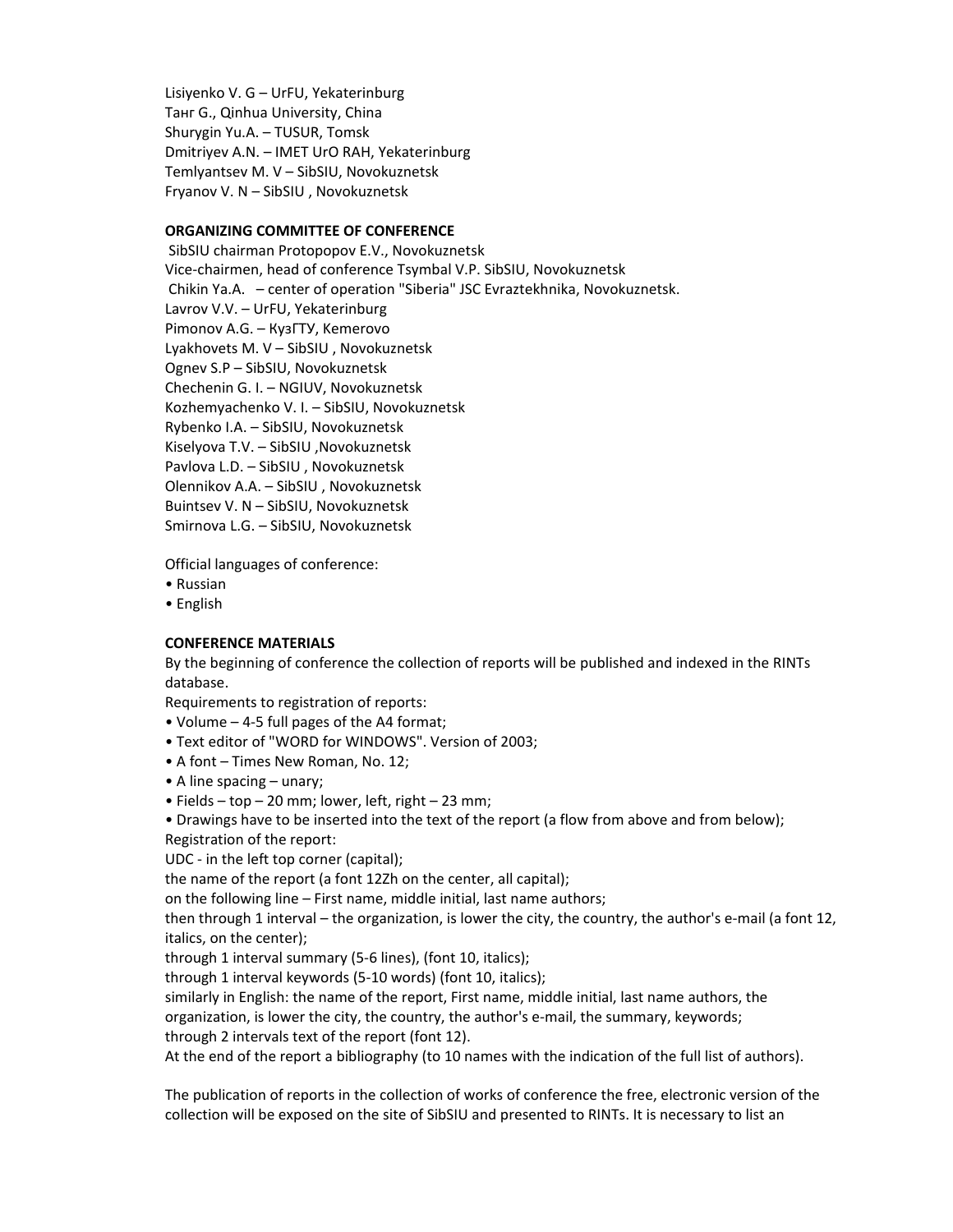Lisiyenko V. G – UrFU, Yekaterinburg
Танг G., Qinhua University, China
Shurygin Yu.A. – TUSUR, Tomsk
Dmitriyev A.N. – IMET UrO RAH, Yekaterinburg
Temlyantsev M. V – SibSIU, Novokuznetsk
Fryanov V. N – SibSIU , Novokuznetsk

**ORGANIZING COMMITTEE OF CONFERENCE**

SibSIU chairman Protopopov E.V., Novokuznetsk
Vice-chairmen, head of conference Tsymbal V.P. SibSIU, Novokuznetsk
Chikin Ya.A. – center of operation "Siberia" JSC Evraztekhnika, Novokuznetsk.
Lavrov V.V. – UrFU, Yekaterinburg
Pimonov A.G. – КузГТУ, Kemerovo
Lyakhovets M. V – SibSIU , Novokuznetsk
Ognev S.P – SibSIU, Novokuznetsk
Chechenin G. I. – NGIUV, Novokuznetsk
Kozhemyachenko V. I. – SibSIU, Novokuznetsk
Rybenko I.A. – SibSIU, Novokuznetsk
Kiselyova T.V. – SibSIU ,Novokuznetsk
Pavlova L.D. – SibSIU , Novokuznetsk
Olennikov A.A. – SibSIU , Novokuznetsk
Buintsev V. N – SibSIU, Novokuznetsk
Smirnova L.G. – SibSIU, Novokuznetsk

Official languages of conference:

- Russian
- English

**CONFERENCE MATERIALS**

By the beginning of conference the collection of reports will be published and indexed in the RINTs database.

Requirements to registration of reports:

- Volume – 4-5 full pages of the A4 format;
- Text editor of "WORD for WINDOWS". Version of 2003;
- A font – Times New Roman, No. 12;
- A line spacing – unary;
- Fields – top – 20 mm; lower, left, right – 23 mm;
- Drawings have to be inserted into the text of the report (a flow from above and from below);

Registration of the report:

UDC - in the left top corner (capital);

the name of the report (a font 12Zh on the center, all capital);

on the following line – First name, middle initial, last name authors;

then through 1 interval – the organization, is lower the city, the country, the author's e-mail (a font 12, italics, on the center);

through 1 interval summary (5-6 lines), (font 10, italics);

through 1 interval keywords (5-10 words) (font 10, italics);

similarly in English: the name of the report, First name, middle initial, last name authors, the organization, is lower the city, the country, the author's e-mail, the summary, keywords;

through 2 intervals text of the report (font 12).

At the end of the report a bibliography (to 10 names with the indication of the full list of authors).

The publication of reports in the collection of works of conference the free, electronic version of the collection will be exposed on the site of SibSIU and presented to RINTs. It is necessary to list an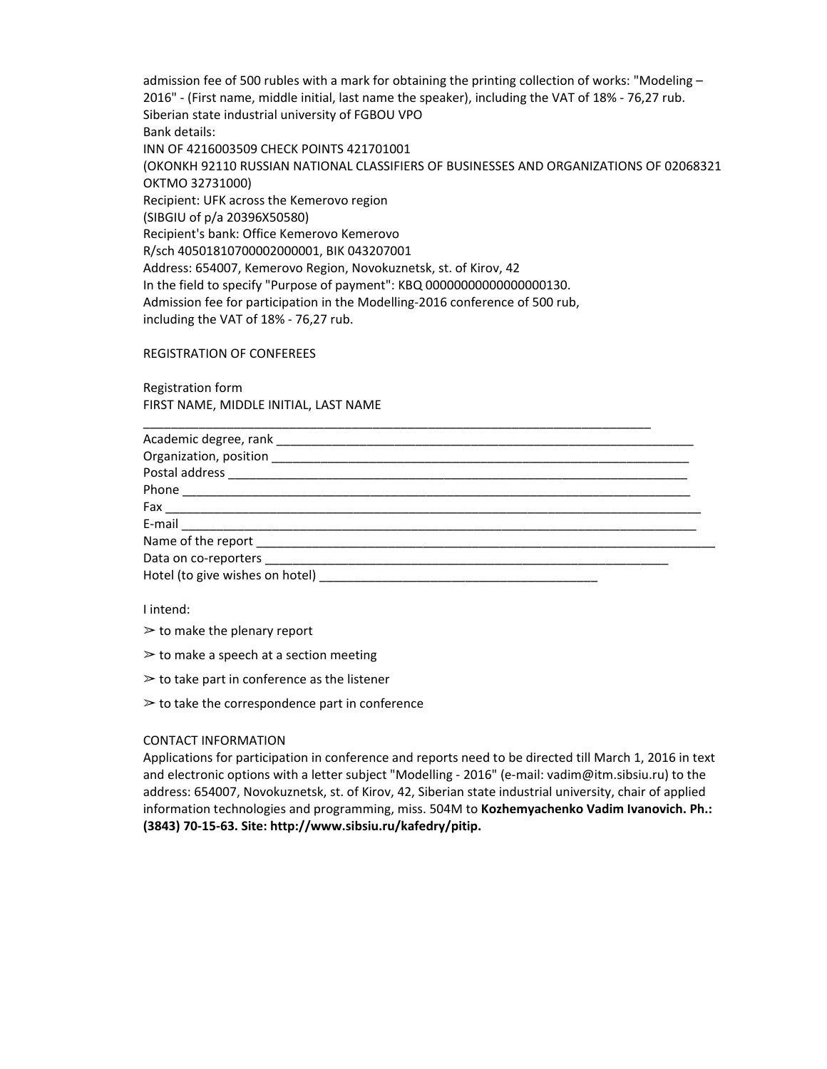admission fee of 500 rubles with a mark for obtaining the printing collection of works: "Modeling – 2016" - (First name, middle initial, last name the speaker), including the VAT of 18% - 76,27 rub.
Siberian state industrial university of FGBOU VPO
Bank details:
INN OF 4216003509 CHECK POINTS 421701001
(OKONKH 92110 RUSSIAN NATIONAL CLASSIFIERS OF BUSINESSES AND ORGANIZATIONS OF 02068321 OKTMO 32731000)
Recipient: UFK across the Kemerovo region
(SIBGIU of p/a 20396X50580)
Recipient's bank: Office Kemerovo Kemerovo
R/sch 40501810700002000001, BIK 043207001
Address: 654007, Kemerovo Region, Novokuznetsk, st. of Kirov, 42
In the field to specify "Purpose of payment": KBQ 00000000000000000130.
Admission fee for participation in the Modelling-2016 conference of 500 rub,
including the VAT of 18% - 76,27 rub.

REGISTRATION OF CONFEREES

Registration form
FIRST NAME, MIDDLE INITIAL, LAST NAME
___________________________________________________________________________
Academic degree, rank _______________________________________________________________
Organization, position _______________________________________________________________
Postal address ______________________________________________________________________
Phone ______________________________________________________________________________
Fax ________________________________________________________________________________
E-mail ______________________________________________________________________________
Name of the report ___________________________________________________________________
Data on co-reporters _______________________________________________________________
Hotel (to give wishes on hotel) __________________________________________

I intend:

➢ to make the plenary report

➢ to make a speech at a section meeting

➢ to take part in conference as the listener

➢ to take the correspondence part in conference

CONTACT INFORMATION
Applications for participation in conference and reports need to be directed till March 1, 2016 in text and electronic options with a letter subject "Modelling - 2016" (e-mail: vadim@itm.sibsiu.ru) to the address: 654007, Novokuznetsk, st. of Kirov, 42, Siberian state industrial university, chair of applied information technologies and programming, miss. 504M to **Kozhemyachenko Vadim Ivanovich. Ph.: (3843) 70-15-63. Site: http://www.sibsiu.ru/kafedry/pitip.**